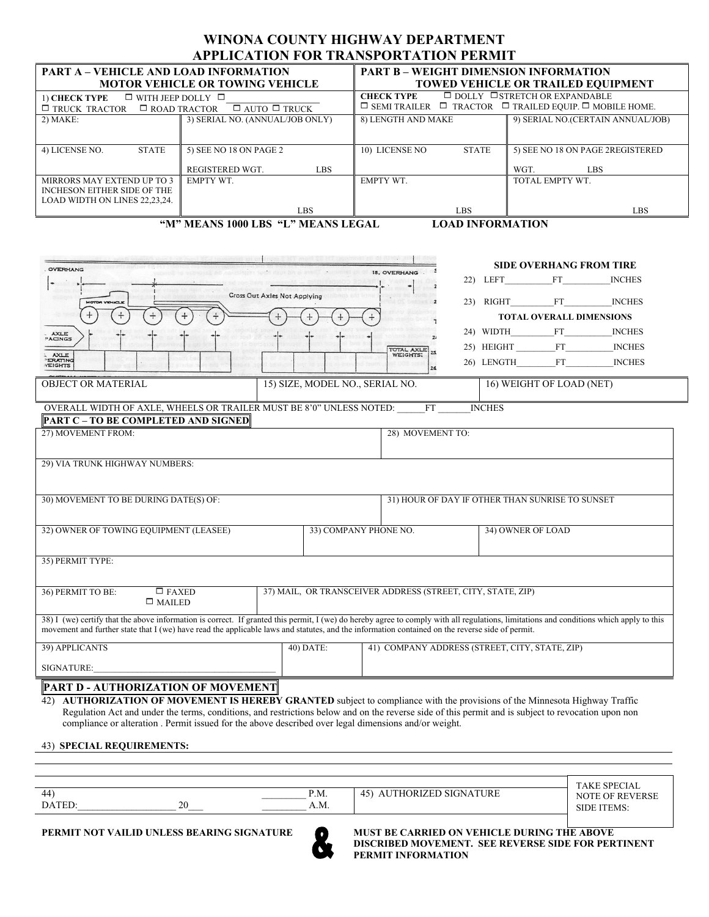# WINONA COUNTY HIGHWAY DEPARTMENT
# APPLICATION FOR TRANSPORTATION PERMIT

| PART A – VEHICLE AND LOAD INFORMATION MOTOR VEHICLE OR TOWING VEHICLE | | PART B – WEIGHT DIMENSION INFORMATION TOWED VEHICLE OR TRAILED EQUIPMENT | |
|---|---|---|---|
| 1) **CHECK TYPE** ☐ WITH JEEP DOLLY ☐ ________ ☐ TRUCK TRACTOR ☐ ROAD TRACTOR ☐ AUTO ☐ TRUCK | | **CHECK TYPE** ☐ DOLLY ☐ STRETCH OR EXPANDABLE ☐ SEMI TRAILER ☐ TRACTOR ☐ TRAILED EQUIP. ☐ MOBILE HOME. | |
| 2) MAKE: | 3) SERIAL NO. (ANNUAL/JOB ONLY) | 8) LENGTH AND MAKE | 9) SERIAL NO.(CERTAIN ANNUAL/JOB) |
| 4) LICENSE NO. STATE | 5) SEE NO 18 ON PAGE 2 REGISTERED WGT. LBS | 10) LICENSE NO STATE | 5) SEE NO 18 ON PAGE 2REGISTERED WGT. LBS |
| MIRRORS MAY EXTEND UP TO 3 INCHESON EITHER SIDE OF THE LOAD WIDTH ON LINES 22,23,24. | EMPTY WT. LBS | EMPTY WT. LBS | TOTAL EMPTY WT. LBS |

**"M" MEANS 1000 LBS "L" MEANS LEGAL** **LOAD INFORMATION**

OVERHANG | 18. OVERHANG | MOTOR VEHICLE | Cross Out Axles Not Applying | AXLE SPACINGS | AXLE OPERATING WEIGHTS | TOTAL AXLE WEIGHTS:

**SIDE OVERHANG FROM TIRE**

22) LEFT__________FT__________INCHES

23) RIGHT_________FT__________INCHES

**TOTAL OVERALL DIMENSIONS**

24) WIDTH_________FT__________INCHES

25) HEIGHT _________FT__________INCHES

26) LENGTH________FT__________INCHES

| OBJECT OR MATERIAL | 15) SIZE, MODEL NO., SERIAL NO. | 16) WEIGHT OF LOAD (NET) |
|---|---|---|
| | | |

OVERALL WIDTH OF AXLE, WHEELS OR TRAILER MUST BE 8'0" UNLESS NOTED: ______FT _______INCHES

## PART C – TO BE COMPLETED AND SIGNED

| 27) MOVEMENT FROM: | | 28) MOVEMENT TO: |
|---|---|---|
| 29) VIA TRUNK HIGHWAY NUMBERS: | | |
| 30) MOVEMENT TO BE DURING DATE(S) OF: | | 31) HOUR OF DAY IF OTHER THAN SUNRISE TO SUNSET |
| 32) OWNER OF TOWING EQUIPMENT (LEASEE) | 33) COMPANY PHONE NO. | 34) OWNER OF LOAD |
| 35) PERMIT TYPE: | | |
| 36) PERMIT TO BE: ☐ FAXED ☐ MAILED | 37) MAIL, OR TRANSCEIVER ADDRESS (STREET, CITY, STATE, ZIP) | |

38) I (we) certify that the above information is correct. If granted this permit, I (we) do hereby agree to comply with all regulations, limitations and conditions which apply to this movement and further state that I (we) have read the applicable laws and statutes, and the information contained on the reverse side of permit.

| 39) APPLICANTS SIGNATURE:_______________________________ | 40) DATE: | 41) COMPANY ADDRESS (STREET, CITY, STATE, ZIP) |
|---|---|---|

## PART D - AUTHORIZATION OF MOVEMENT

42) **AUTHORIZATION OF MOVEMENT IS HEREBY GRANTED** subject to compliance with the provisions of the Minnesota Highway Traffic Regulation Act and under the terms, conditions, and restrictions below and on the reverse side of this permit and is subject to revocation upon non compliance or alteration . Permit issued for the above described over legal dimensions and/or weight.

43) **SPECIAL REQUIREMENTS:**

| 44) DATED:____________________ 20___ | _________ P.M. _________ A.M. | 45) AUTHORIZED SIGNATURE | TAKE SPECIAL NOTE OF REVERSE SIDE ITEMS: |
|---|---|---|---|

**PERMIT NOT VAILID UNLESS BEARING SIGNATURE & MUST BE CARRIED ON VEHICLE DURING THE ABOVE DISCRIBED MOVEMENT. SEE REVERSE SIDE FOR PERTINENT PERMIT INFORMATION**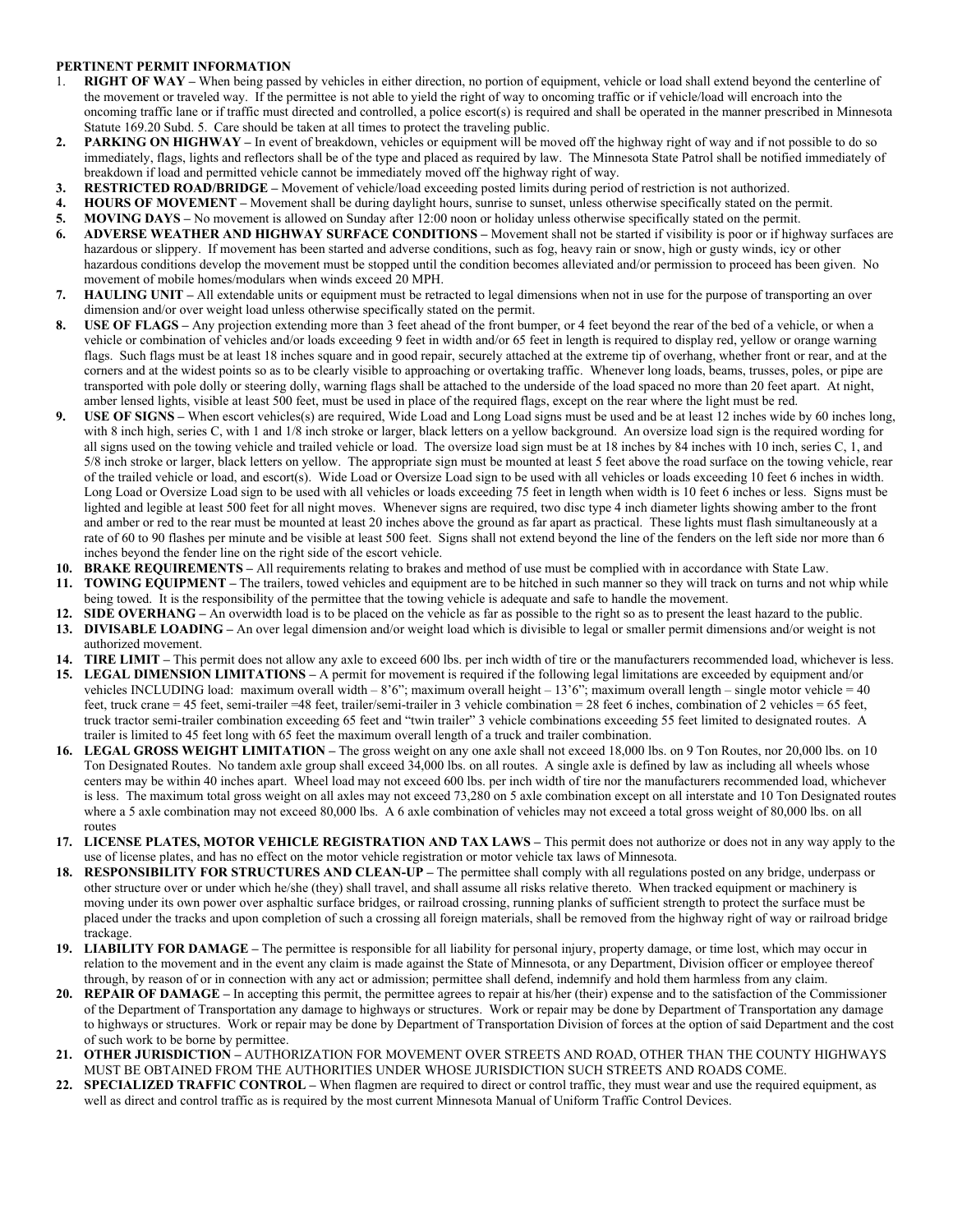**PERTINENT PERMIT INFORMATION**

1. **RIGHT OF WAY –** When being passed by vehicles in either direction, no portion of equipment, vehicle or load shall extend beyond the centerline of the movement or traveled way. If the permittee is not able to yield the right of way to oncoming traffic or if vehicle/load will encroach into the oncoming traffic lane or if traffic must directed and controlled, a police escort(s) is required and shall be operated in the manner prescribed in Minnesota Statute 169.20 Subd. 5. Care should be taken at all times to protect the traveling public.
2. **PARKING ON HIGHWAY –** In event of breakdown, vehicles or equipment will be moved off the highway right of way and if not possible to do so immediately, flags, lights and reflectors shall be of the type and placed as required by law. The Minnesota State Patrol shall be notified immediately of breakdown if load and permitted vehicle cannot be immediately moved off the highway right of way.
3. **RESTRICTED ROAD/BRIDGE –** Movement of vehicle/load exceeding posted limits during period of restriction is not authorized.
4. **HOURS OF MOVEMENT –** Movement shall be during daylight hours, sunrise to sunset, unless otherwise specifically stated on the permit.
5. **MOVING DAYS –** No movement is allowed on Sunday after 12:00 noon or holiday unless otherwise specifically stated on the permit.
6. **ADVERSE WEATHER AND HIGHWAY SURFACE CONDITIONS –** Movement shall not be started if visibility is poor or if highway surfaces are hazardous or slippery. If movement has been started and adverse conditions, such as fog, heavy rain or snow, high or gusty winds, icy or other hazardous conditions develop the movement must be stopped until the condition becomes alleviated and/or permission to proceed has been given. No movement of mobile homes/modulars when winds exceed 20 MPH.
7. **HAULING UNIT –** All extendable units or equipment must be retracted to legal dimensions when not in use for the purpose of transporting an over dimension and/or over weight load unless otherwise specifically stated on the permit.
8. **USE OF FLAGS –** Any projection extending more than 3 feet ahead of the front bumper, or 4 feet beyond the rear of the bed of a vehicle, or when a vehicle or combination of vehicles and/or loads exceeding 9 feet in width and/or 65 feet in length is required to display red, yellow or orange warning flags. Such flags must be at least 18 inches square and in good repair, securely attached at the extreme tip of overhang, whether front or rear, and at the corners and at the widest points so as to be clearly visible to approaching or overtaking traffic. Whenever long loads, beams, trusses, poles, or pipe are transported with pole dolly or steering dolly, warning flags shall be attached to the underside of the load spaced no more than 20 feet apart. At night, amber lensed lights, visible at least 500 feet, must be used in place of the required flags, except on the rear where the light must be red.
9. **USE OF SIGNS –** When escort vehicles(s) are required, Wide Load and Long Load signs must be used and be at least 12 inches wide by 60 inches long, with 8 inch high, series C, with 1 and 1/8 inch stroke or larger, black letters on a yellow background. An oversize load sign is the required wording for all signs used on the towing vehicle and trailed vehicle or load. The oversize load sign must be at 18 inches by 84 inches with 10 inch, series C, 1, and 5/8 inch stroke or larger, black letters on yellow. The appropriate sign must be mounted at least 5 feet above the road surface on the towing vehicle, rear of the trailed vehicle or load, and escort(s). Wide Load or Oversize Load sign to be used with all vehicles or loads exceeding 10 feet 6 inches in width. Long Load or Oversize Load sign to be used with all vehicles or loads exceeding 75 feet in length when width is 10 feet 6 inches or less. Signs must be lighted and legible at least 500 feet for all night moves. Whenever signs are required, two disc type 4 inch diameter lights showing amber to the front and amber or red to the rear must be mounted at least 20 inches above the ground as far apart as practical. These lights must flash simultaneously at a rate of 60 to 90 flashes per minute and be visible at least 500 feet. Signs shall not extend beyond the line of the fenders on the left side nor more than 6 inches beyond the fender line on the right side of the escort vehicle.
10. **BRAKE REQUIREMENTS –** All requirements relating to brakes and method of use must be complied with in accordance with State Law.
11. **TOWING EQUIPMENT –** The trailers, towed vehicles and equipment are to be hitched in such manner so they will track on turns and not whip while being towed. It is the responsibility of the permittee that the towing vehicle is adequate and safe to handle the movement.
12. **SIDE OVERHANG –** An overwidth load is to be placed on the vehicle as far as possible to the right so as to present the least hazard to the public.
13. **DIVISABLE LOADING –** An over legal dimension and/or weight load which is divisible to legal or smaller permit dimensions and/or weight is not authorized movement.
14. **TIRE LIMIT –** This permit does not allow any axle to exceed 600 lbs. per inch width of tire or the manufacturers recommended load, whichever is less.
15. **LEGAL DIMENSION LIMITATIONS –** A permit for movement is required if the following legal limitations are exceeded by equipment and/or vehicles INCLUDING load: maximum overall width – 8'6"; maximum overall height – 13'6"; maximum overall length – single motor vehicle = 40 feet, truck crane = 45 feet, semi-trailer =48 feet, trailer/semi-trailer in 3 vehicle combination = 28 feet 6 inches, combination of 2 vehicles = 65 feet, truck tractor semi-trailer combination exceeding 65 feet and "twin trailer" 3 vehicle combinations exceeding 55 feet limited to designated routes. A trailer is limited to 45 feet long with 65 feet the maximum overall length of a truck and trailer combination.
16. **LEGAL GROSS WEIGHT LIMITATION –** The gross weight on any one axle shall not exceed 18,000 lbs. on 9 Ton Routes, nor 20,000 lbs. on 10 Ton Designated Routes. No tandem axle group shall exceed 34,000 lbs. on all routes. A single axle is defined by law as including all wheels whose centers may be within 40 inches apart. Wheel load may not exceed 600 lbs. per inch width of tire nor the manufacturers recommended load, whichever is less. The maximum total gross weight on all axles may not exceed 73,280 on 5 axle combination except on all interstate and 10 Ton Designated routes where a 5 axle combination may not exceed 80,000 lbs. A 6 axle combination of vehicles may not exceed a total gross weight of 80,000 lbs. on all routes
17. **LICENSE PLATES, MOTOR VEHICLE REGISTRATION AND TAX LAWS –** This permit does not authorize or does not in any way apply to the use of license plates, and has no effect on the motor vehicle registration or motor vehicle tax laws of Minnesota.
18. **RESPONSIBILITY FOR STRUCTURES AND CLEAN-UP –** The permittee shall comply with all regulations posted on any bridge, underpass or other structure over or under which he/she (they) shall travel, and shall assume all risks relative thereto. When tracked equipment or machinery is moving under its own power over asphaltic surface bridges, or railroad crossing, running planks of sufficient strength to protect the surface must be placed under the tracks and upon completion of such a crossing all foreign materials, shall be removed from the highway right of way or railroad bridge trackage.
19. **LIABILITY FOR DAMAGE –** The permittee is responsible for all liability for personal injury, property damage, or time lost, which may occur in relation to the movement and in the event any claim is made against the State of Minnesota, or any Department, Division officer or employee thereof through, by reason of or in connection with any act or admission; permittee shall defend, indemnify and hold them harmless from any claim.
20. **REPAIR OF DAMAGE –** In accepting this permit, the permittee agrees to repair at his/her (their) expense and to the satisfaction of the Commissioner of the Department of Transportation any damage to highways or structures. Work or repair may be done by Department of Transportation any damage to highways or structures. Work or repair may be done by Department of Transportation Division of forces at the option of said Department and the cost of such work to be borne by permittee.
21. **OTHER JURISDICTION –** AUTHORIZATION FOR MOVEMENT OVER STREETS AND ROAD, OTHER THAN THE COUNTY HIGHWAYS MUST BE OBTAINED FROM THE AUTHORITIES UNDER WHOSE JURISDICTION SUCH STREETS AND ROADS COME.
22. **SPECIALIZED TRAFFIC CONTROL –** When flagmen are required to direct or control traffic, they must wear and use the required equipment, as well as direct and control traffic as is required by the most current Minnesota Manual of Uniform Traffic Control Devices.